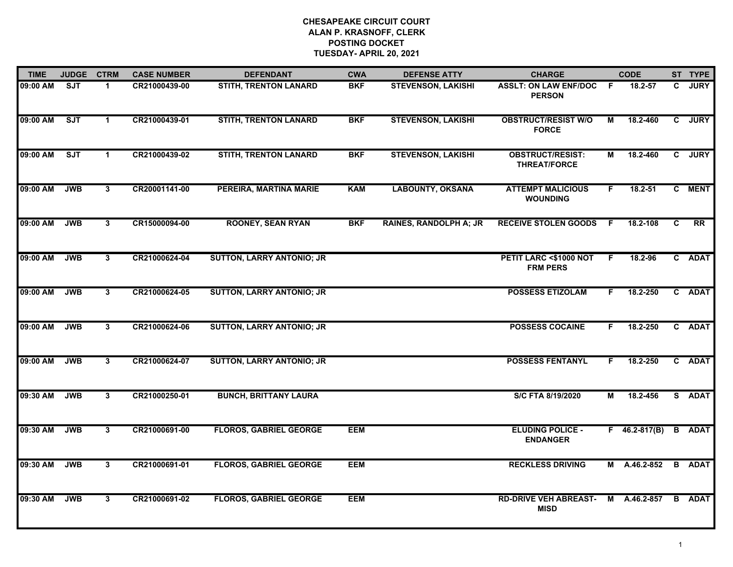# CHESAPEAKE CIRCUIT COURT
## ALAN P. KRASNOFF, CLERK
## POSTING DOCKET
## TUESDAY- APRIL 20, 2021

| TIME | JUDGE | CTRM | CASE NUMBER | DEFENDANT | CWA | DEFENSE ATTY | CHARGE | | CODE | ST | TYPE |
|---|---|---|---|---|---|---|---|---|---|---|---|
| 09:00 AM | SJT | 1 | CR21000439-00 | STITH, TRENTON LANARD | BKF | STEVENSON, LAKISHI | ASSLT: ON LAW ENF/DOC PERSON | F | 18.2-57 | C | JURY |
| 09:00 AM | SJT | 1 | CR21000439-01 | STITH, TRENTON LANARD | BKF | STEVENSON, LAKISHI | OBSTRUCT/RESIST W/O FORCE | M | 18.2-460 | C | JURY |
| 09:00 AM | SJT | 1 | CR21000439-02 | STITH, TRENTON LANARD | BKF | STEVENSON, LAKISHI | OBSTRUCT/RESIST: THREAT/FORCE | M | 18.2-460 | C | JURY |
| 09:00 AM | JWB | 3 | CR20001141-00 | PEREIRA, MARTINA MARIE | KAM | LABOUNTY, OKSANA | ATTEMPT MALICIOUS WOUNDING | F | 18.2-51 | C | MENT |
| 09:00 AM | JWB | 3 | CR15000094-00 | ROONEY, SEAN RYAN | BKF | RAINES, RANDOLPH A; JR | RECEIVE STOLEN GOODS | F | 18.2-108 | C | RR |
| 09:00 AM | JWB | 3 | CR21000624-04 | SUTTON, LARRY ANTONIO; JR | | | PETIT LARC <$1000 NOT FRM PERS | F | 18.2-96 | C | ADAT |
| 09:00 AM | JWB | 3 | CR21000624-05 | SUTTON, LARRY ANTONIO; JR | | | POSSESS ETIZOLAM | F | 18.2-250 | C | ADAT |
| 09:00 AM | JWB | 3 | CR21000624-06 | SUTTON, LARRY ANTONIO; JR | | | POSSESS COCAINE | F | 18.2-250 | C | ADAT |
| 09:00 AM | JWB | 3 | CR21000624-07 | SUTTON, LARRY ANTONIO; JR | | | POSSESS FENTANYL | F | 18.2-250 | C | ADAT |
| 09:30 AM | JWB | 3 | CR21000250-01 | BUNCH, BRITTANY LAURA | | | S/C FTA 8/19/2020 | M | 18.2-456 | S | ADAT |
| 09:30 AM | JWB | 3 | CR21000691-00 | FLOROS, GABRIEL GEORGE | EEM | | ELUDING POLICE - ENDANGER | F | 46.2-817(B) | B | ADAT |
| 09:30 AM | JWB | 3 | CR21000691-01 | FLOROS, GABRIEL GEORGE | EEM | | RECKLESS DRIVING | M | A.46.2-852 | B | ADAT |
| 09:30 AM | JWB | 3 | CR21000691-02 | FLOROS, GABRIEL GEORGE | EEM | | RD-DRIVE VEH ABREAST-MISD | M | A.46.2-857 | B | ADAT |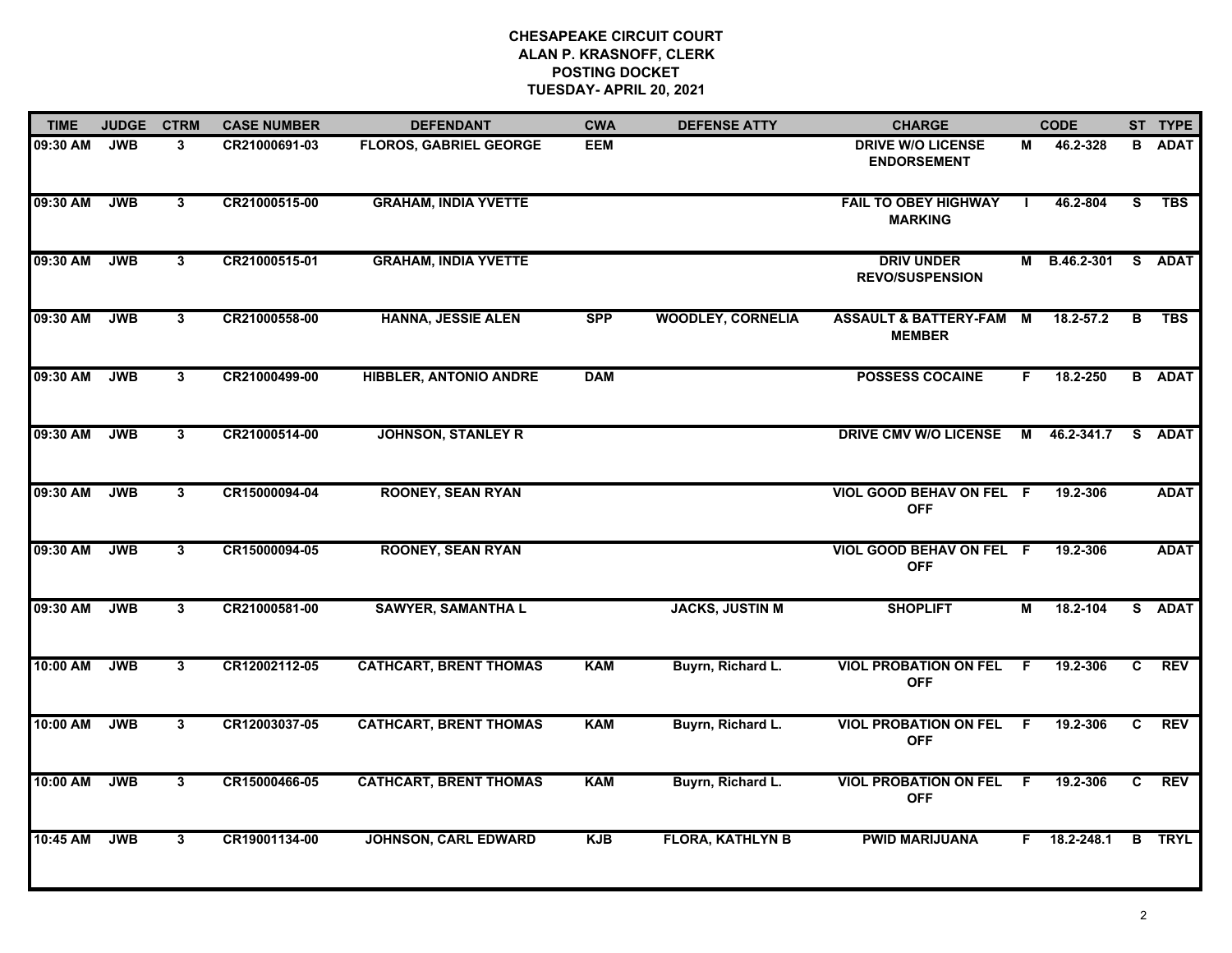# CHESAPEAKE CIRCUIT COURT
## ALAN P. KRASNOFF, CLERK
## POSTING DOCKET
## TUESDAY- APRIL 20, 2021

| TIME | JUDGE | CTRM | CASE NUMBER | DEFENDANT | CWA | DEFENSE ATTY | CHARGE | | CODE | ST | TYPE |
|---|---|---|---|---|---|---|---|---|---|---|---|
| 09:30 AM | JWB | 3 | CR21000691-03 | FLOROS, GABRIEL GEORGE | EEM | | DRIVE W/O LICENSE ENDORSEMENT | M | 46.2-328 | B | ADAT |
| 09:30 AM | JWB | 3 | CR21000515-00 | GRAHAM, INDIA YVETTE | | | FAIL TO OBEY HIGHWAY MARKING | I | 46.2-804 | S | TBS |
| 09:30 AM | JWB | 3 | CR21000515-01 | GRAHAM, INDIA YVETTE | | | DRIV UNDER REVO/SUSPENSION | M | B.46.2-301 | S | ADAT |
| 09:30 AM | JWB | 3 | CR21000558-00 | HANNA, JESSIE ALEN | SPP | WOODLEY, CORNELIA | ASSAULT & BATTERY-FAM MEMBER | M | 18.2-57.2 | B | TBS |
| 09:30 AM | JWB | 3 | CR21000499-00 | HIBBLER, ANTONIO ANDRE | DAM | | POSSESS COCAINE | F | 18.2-250 | B | ADAT |
| 09:30 AM | JWB | 3 | CR21000514-00 | JOHNSON, STANLEY R | | | DRIVE CMV W/O LICENSE | M | 46.2-341.7 | S | ADAT |
| 09:30 AM | JWB | 3 | CR15000094-04 | ROONEY, SEAN RYAN | | | VIOL GOOD BEHAV ON FEL OFF | F | 19.2-306 | | ADAT |
| 09:30 AM | JWB | 3 | CR15000094-05 | ROONEY, SEAN RYAN | | | VIOL GOOD BEHAV ON FEL OFF | F | 19.2-306 | | ADAT |
| 09:30 AM | JWB | 3 | CR21000581-00 | SAWYER, SAMANTHA L | | JACKS, JUSTIN M | SHOPLIFT | M | 18.2-104 | S | ADAT |
| 10:00 AM | JWB | 3 | CR12002112-05 | CATHCART, BRENT THOMAS | KAM | Buyrn, Richard L. | VIOL PROBATION ON FEL OFF | F | 19.2-306 | C | REV |
| 10:00 AM | JWB | 3 | CR12003037-05 | CATHCART, BRENT THOMAS | KAM | Buyrn, Richard L. | VIOL PROBATION ON FEL OFF | F | 19.2-306 | C | REV |
| 10:00 AM | JWB | 3 | CR15000466-05 | CATHCART, BRENT THOMAS | KAM | Buyrn, Richard L. | VIOL PROBATION ON FEL OFF | F | 19.2-306 | C | REV |
| 10:45 AM | JWB | 3 | CR19001134-00 | JOHNSON, CARL EDWARD | KJB | FLORA, KATHLYN B | PWID MARIJUANA | F | 18.2-248.1 | B | TRYL |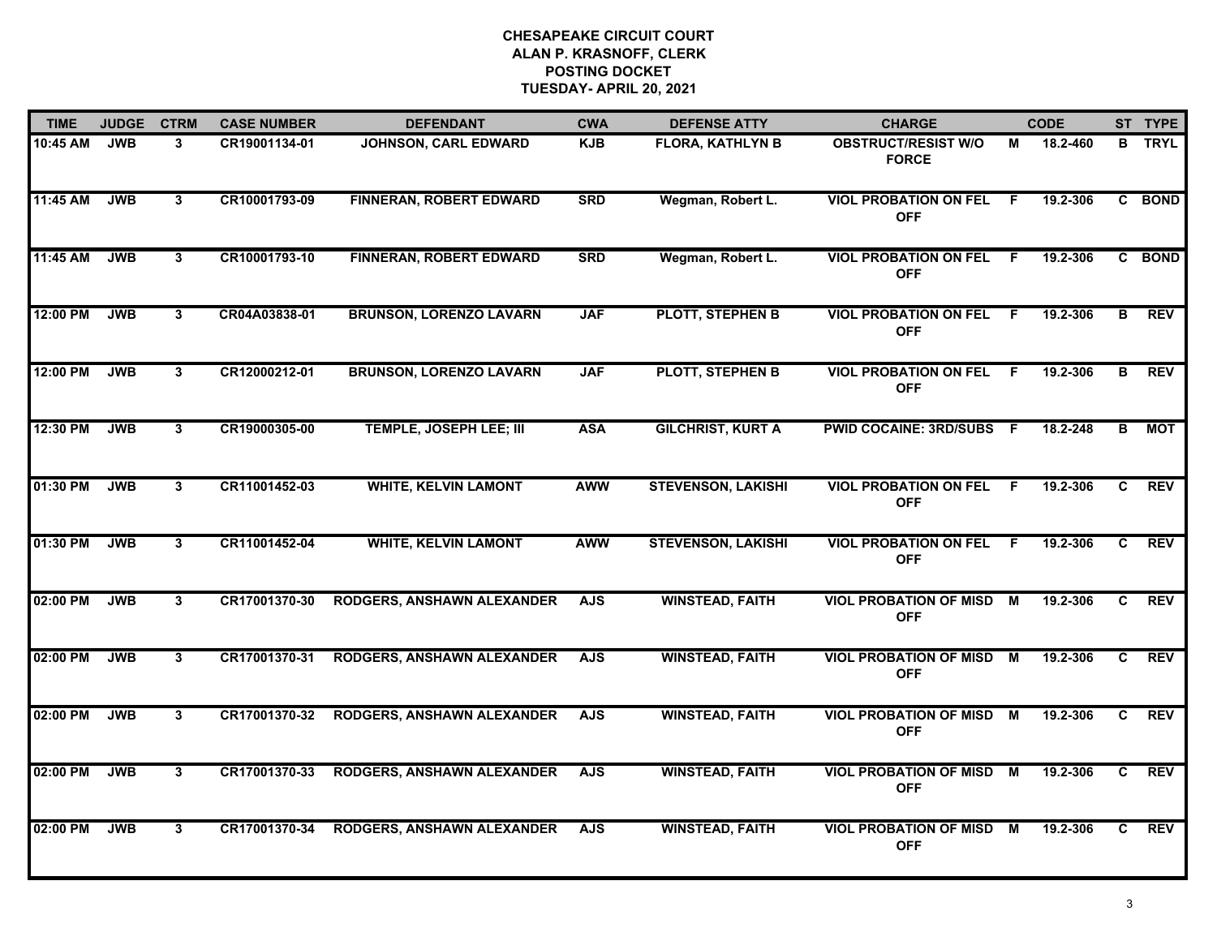# CHESAPEAKE CIRCUIT COURT
## ALAN P. KRASNOFF, CLERK
## POSTING DOCKET
## TUESDAY- APRIL 20, 2021

| TIME | JUDGE | CTRM | CASE NUMBER | DEFENDANT | CWA | DEFENSE ATTY | CHARGE | | CODE | ST | TYPE |
|---|---|---|---|---|---|---|---|---|---|---|---|
| 10:45 AM | JWB | 3 | CR19001134-01 | JOHNSON, CARL EDWARD | KJB | FLORA, KATHLYN B | OBSTRUCT/RESIST W/O FORCE | M | 18.2-460 | B | TRYL |
| 11:45 AM | JWB | 3 | CR10001793-09 | FINNERAN, ROBERT EDWARD | SRD | Wegman, Robert L. | VIOL PROBATION ON FEL OFF | F | 19.2-306 | C | BOND |
| 11:45 AM | JWB | 3 | CR10001793-10 | FINNERAN, ROBERT EDWARD | SRD | Wegman, Robert L. | VIOL PROBATION ON FEL OFF | F | 19.2-306 | C | BOND |
| 12:00 PM | JWB | 3 | CR04A03838-01 | BRUNSON, LORENZO LAVARN | JAF | PLOTT, STEPHEN B | VIOL PROBATION ON FEL OFF | F | 19.2-306 | B | REV |
| 12:00 PM | JWB | 3 | CR12000212-01 | BRUNSON, LORENZO LAVARN | JAF | PLOTT, STEPHEN B | VIOL PROBATION ON FEL OFF | F | 19.2-306 | B | REV |
| 12:30 PM | JWB | 3 | CR19000305-00 | TEMPLE, JOSEPH LEE; III | ASA | GILCHRIST, KURT A | PWID COCAINE: 3RD/SUBS | F | 18.2-248 | B | MOT |
| 01:30 PM | JWB | 3 | CR11001452-03 | WHITE, KELVIN LAMONT | AWW | STEVENSON, LAKISHI | VIOL PROBATION ON FEL OFF | F | 19.2-306 | C | REV |
| 01:30 PM | JWB | 3 | CR11001452-04 | WHITE, KELVIN LAMONT | AWW | STEVENSON, LAKISHI | VIOL PROBATION ON FEL OFF | F | 19.2-306 | C | REV |
| 02:00 PM | JWB | 3 | CR17001370-30 | RODGERS, ANSHAWN ALEXANDER | AJS | WINSTEAD, FAITH | VIOL PROBATION OF MISD OFF | M | 19.2-306 | C | REV |
| 02:00 PM | JWB | 3 | CR17001370-31 | RODGERS, ANSHAWN ALEXANDER | AJS | WINSTEAD, FAITH | VIOL PROBATION OF MISD OFF | M | 19.2-306 | C | REV |
| 02:00 PM | JWB | 3 | CR17001370-32 | RODGERS, ANSHAWN ALEXANDER | AJS | WINSTEAD, FAITH | VIOL PROBATION OF MISD OFF | M | 19.2-306 | C | REV |
| 02:00 PM | JWB | 3 | CR17001370-33 | RODGERS, ANSHAWN ALEXANDER | AJS | WINSTEAD, FAITH | VIOL PROBATION OF MISD OFF | M | 19.2-306 | C | REV |
| 02:00 PM | JWB | 3 | CR17001370-34 | RODGERS, ANSHAWN ALEXANDER | AJS | WINSTEAD, FAITH | VIOL PROBATION OF MISD OFF | M | 19.2-306 | C | REV |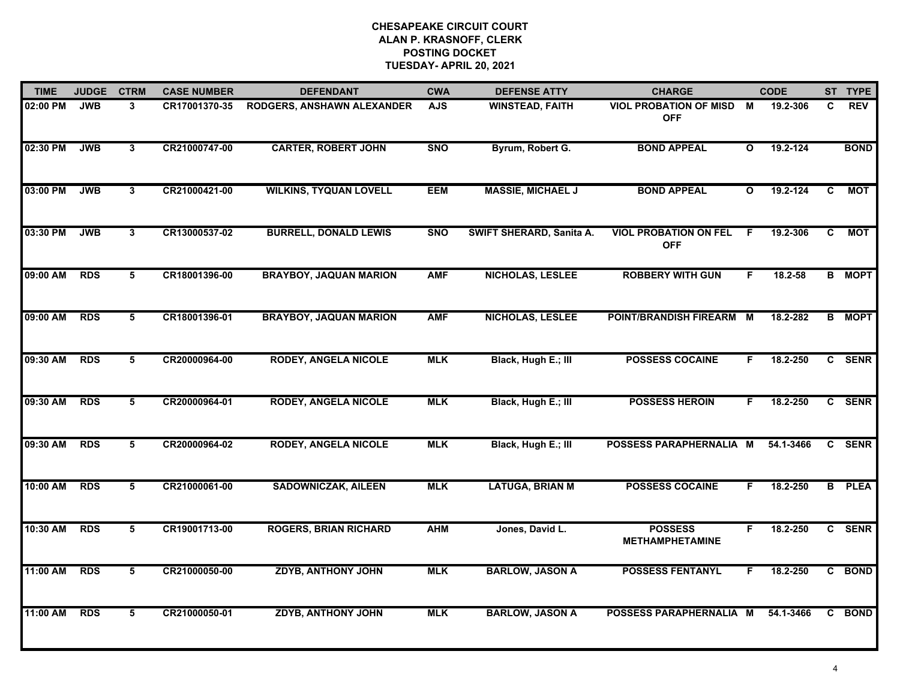# CHESAPEAKE CIRCUIT COURT
## ALAN P. KRASNOFF, CLERK
## POSTING DOCKET
## TUESDAY- APRIL 20, 2021

| TIME | JUDGE | CTRM | CASE NUMBER | DEFENDANT | CWA | DEFENSE ATTY | CHARGE | | CODE | ST | TYPE |
|---|---|---|---|---|---|---|---|---|---|---|---|
| 02:00 PM | JWB | 3 | CR17001370-35 | RODGERS, ANSHAWN ALEXANDER | AJS | WINSTEAD, FAITH | VIOL PROBATION OF MISD OFF | M | 19.2-306 | C | REV |
| 02:30 PM | JWB | 3 | CR21000747-00 | CARTER, ROBERT JOHN | SNO | Byrum, Robert G. | BOND APPEAL | O | 19.2-124 | | BOND |
| 03:00 PM | JWB | 3 | CR21000421-00 | WILKINS, TYQUAN LOVELL | EEM | MASSIE, MICHAEL J | BOND APPEAL | O | 19.2-124 | C | MOT |
| 03:30 PM | JWB | 3 | CR13000537-02 | BURRELL, DONALD LEWIS | SNO | SWIFT SHERARD, Sanita A. | VIOL PROBATION ON FEL OFF | F | 19.2-306 | C | MOT |
| 09:00 AM | RDS | 5 | CR18001396-00 | BRAYBOY, JAQUAN MARION | AMF | NICHOLAS, LESLEE | ROBBERY WITH GUN | F | 18.2-58 | B | MOPT |
| 09:00 AM | RDS | 5 | CR18001396-01 | BRAYBOY, JAQUAN MARION | AMF | NICHOLAS, LESLEE | POINT/BRANDISH FIREARM | M | 18.2-282 | B | MOPT |
| 09:30 AM | RDS | 5 | CR20000964-00 | RODEY, ANGELA NICOLE | MLK | Black, Hugh E.; III | POSSESS COCAINE | F | 18.2-250 | C | SENR |
| 09:30 AM | RDS | 5 | CR20000964-01 | RODEY, ANGELA NICOLE | MLK | Black, Hugh E.; III | POSSESS HEROIN | F | 18.2-250 | C | SENR |
| 09:30 AM | RDS | 5 | CR20000964-02 | RODEY, ANGELA NICOLE | MLK | Black, Hugh E.; III | POSSESS PARAPHERNALIA | M | 54.1-3466 | C | SENR |
| 10:00 AM | RDS | 5 | CR21000061-00 | SADOWNICZAK, AILEEN | MLK | LATUGA, BRIAN M | POSSESS COCAINE | F | 18.2-250 | B | PLEA |
| 10:30 AM | RDS | 5 | CR19001713-00 | ROGERS, BRIAN RICHARD | AHM | Jones, David L. | POSSESS METHAMPHETAMINE | F | 18.2-250 | C | SENR |
| 11:00 AM | RDS | 5 | CR21000050-00 | ZDYB, ANTHONY JOHN | MLK | BARLOW, JASON A | POSSESS FENTANYL | F | 18.2-250 | C | BOND |
| 11:00 AM | RDS | 5 | CR21000050-01 | ZDYB, ANTHONY JOHN | MLK | BARLOW, JASON A | POSSESS PARAPHERNALIA | M | 54.1-3466 | C | BOND |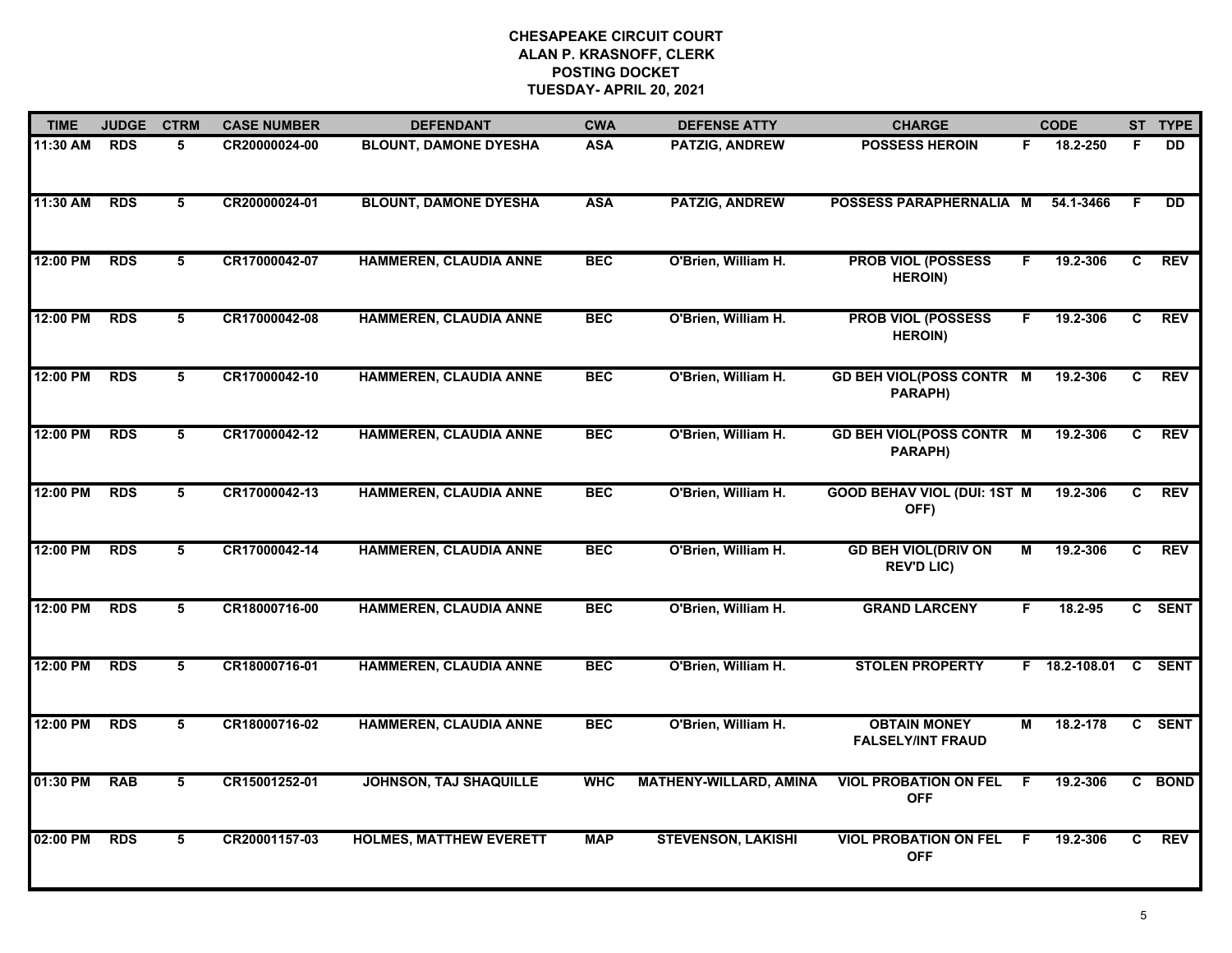# CHESAPEAKE CIRCUIT COURT
## ALAN P. KRASNOFF, CLERK
## POSTING DOCKET
## TUESDAY- APRIL 20, 2021

| TIME | JUDGE | CTRM | CASE NUMBER | DEFENDANT | CWA | DEFENSE ATTY | CHARGE | | CODE | ST | TYPE |
|---|---|---|---|---|---|---|---|---|---|---|---|
| 11:30 AM | RDS | 5 | CR20000024-00 | BLOUNT, DAMONE DYESHA | ASA | PATZIG, ANDREW | POSSESS HEROIN | F | 18.2-250 | F | DD |
| 11:30 AM | RDS | 5 | CR20000024-01 | BLOUNT, DAMONE DYESHA | ASA | PATZIG, ANDREW | POSSESS PARAPHERNALIA | M | 54.1-3466 | F | DD |
| 12:00 PM | RDS | 5 | CR17000042-07 | HAMMEREN, CLAUDIA ANNE | BEC | O'Brien, William H. | PROB VIOL (POSSESS HEROIN) | F | 19.2-306 | C | REV |
| 12:00 PM | RDS | 5 | CR17000042-08 | HAMMEREN, CLAUDIA ANNE | BEC | O'Brien, William H. | PROB VIOL (POSSESS HEROIN) | F | 19.2-306 | C | REV |
| 12:00 PM | RDS | 5 | CR17000042-10 | HAMMEREN, CLAUDIA ANNE | BEC | O'Brien, William H. | GD BEH VIOL(POSS CONTR PARAPH) | M | 19.2-306 | C | REV |
| 12:00 PM | RDS | 5 | CR17000042-12 | HAMMEREN, CLAUDIA ANNE | BEC | O'Brien, William H. | GD BEH VIOL(POSS CONTR PARAPH) | M | 19.2-306 | C | REV |
| 12:00 PM | RDS | 5 | CR17000042-13 | HAMMEREN, CLAUDIA ANNE | BEC | O'Brien, William H. | GOOD BEHAV VIOL (DUI: 1ST OFF) | M | 19.2-306 | C | REV |
| 12:00 PM | RDS | 5 | CR17000042-14 | HAMMEREN, CLAUDIA ANNE | BEC | O'Brien, William H. | GD BEH VIOL(DRIV ON REV'D LIC) | M | 19.2-306 | C | REV |
| 12:00 PM | RDS | 5 | CR18000716-00 | HAMMEREN, CLAUDIA ANNE | BEC | O'Brien, William H. | GRAND LARCENY | F | 18.2-95 | C | SENT |
| 12:00 PM | RDS | 5 | CR18000716-01 | HAMMEREN, CLAUDIA ANNE | BEC | O'Brien, William H. | STOLEN PROPERTY | F | 18.2-108.01 | C | SENT |
| 12:00 PM | RDS | 5 | CR18000716-02 | HAMMEREN, CLAUDIA ANNE | BEC | O'Brien, William H. | OBTAIN MONEY FALSELY/INT FRAUD | M | 18.2-178 | C | SENT |
| 01:30 PM | RAB | 5 | CR15001252-01 | JOHNSON, TAJ SHAQUILLE | WHC | MATHENY-WILLARD, AMINA | VIOL PROBATION ON FEL OFF | F | 19.2-306 | C | BOND |
| 02:00 PM | RDS | 5 | CR20001157-03 | HOLMES, MATTHEW EVERETT | MAP | STEVENSON, LAKISHI | VIOL PROBATION ON FEL OFF | F | 19.2-306 | C | REV |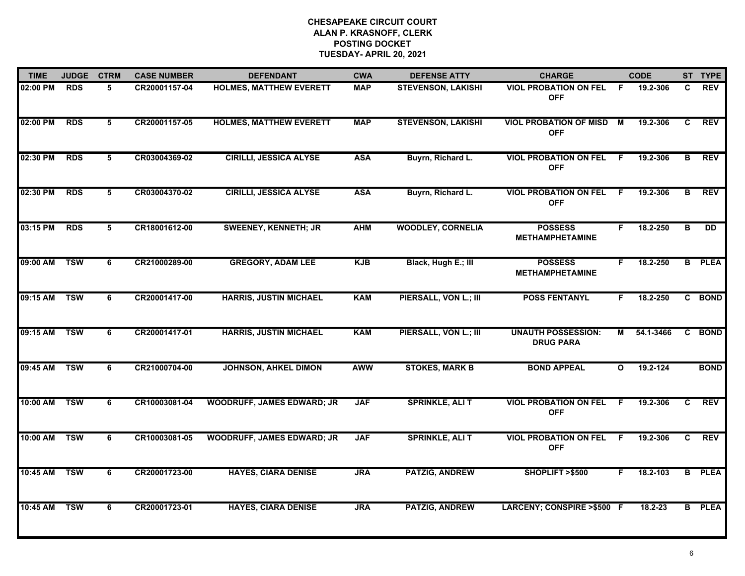**CHESAPEAKE CIRCUIT COURT**
**ALAN P. KRASNOFF, CLERK**
**POSTING DOCKET**
**TUESDAY- APRIL 20, 2021**

| TIME | JUDGE | CTRM | CASE NUMBER | DEFENDANT | CWA | DEFENSE ATTY | CHARGE | | CODE | ST | TYPE |
|---|---|---|---|---|---|---|---|---|---|---|---|
| 02:00 PM | RDS | 5 | CR20001157-04 | HOLMES, MATTHEW EVERETT | MAP | STEVENSON, LAKISHI | VIOL PROBATION ON FEL OFF | F | 19.2-306 | C | REV |
| 02:00 PM | RDS | 5 | CR20001157-05 | HOLMES, MATTHEW EVERETT | MAP | STEVENSON, LAKISHI | VIOL PROBATION OF MISD OFF | M | 19.2-306 | C | REV |
| 02:30 PM | RDS | 5 | CR03004369-02 | CIRILLI, JESSICA ALYSE | ASA | Buyrn, Richard L. | VIOL PROBATION ON FEL OFF | F | 19.2-306 | B | REV |
| 02:30 PM | RDS | 5 | CR03004370-02 | CIRILLI, JESSICA ALYSE | ASA | Buyrn, Richard L. | VIOL PROBATION ON FEL OFF | F | 19.2-306 | B | REV |
| 03:15 PM | RDS | 5 | CR18001612-00 | SWEENEY, KENNETH; JR | AHM | WOODLEY, CORNELIA | POSSESS METHAMPHETAMINE | F | 18.2-250 | B | DD |
| 09:00 AM | TSW | 6 | CR21000289-00 | GREGORY, ADAM LEE | KJB | Black, Hugh E.; III | POSSESS METHAMPHETAMINE | F | 18.2-250 | B | PLEA |
| 09:15 AM | TSW | 6 | CR20001417-00 | HARRIS, JUSTIN MICHAEL | KAM | PIERSALL, VON L.; III | POSS FENTANYL | F | 18.2-250 | C | BOND |
| 09:15 AM | TSW | 6 | CR20001417-01 | HARRIS, JUSTIN MICHAEL | KAM | PIERSALL, VON L.; III | UNAUTH POSSESSION: DRUG PARA | M | 54.1-3466 | C | BOND |
| 09:45 AM | TSW | 6 | CR21000704-00 | JOHNSON, AHKEL DIMON | AWW | STOKES, MARK B | BOND APPEAL | O | 19.2-124 | | BOND |
| 10:00 AM | TSW | 6 | CR10003081-04 | WOODRUFF, JAMES EDWARD; JR | JAF | SPRINKLE, ALI T | VIOL PROBATION ON FEL OFF | F | 19.2-306 | C | REV |
| 10:00 AM | TSW | 6 | CR10003081-05 | WOODRUFF, JAMES EDWARD; JR | JAF | SPRINKLE, ALI T | VIOL PROBATION ON FEL OFF | F | 19.2-306 | C | REV |
| 10:45 AM | TSW | 6 | CR20001723-00 | HAYES, CIARA DENISE | JRA | PATZIG, ANDREW | SHOPLIFT >$500 | F | 18.2-103 | B | PLEA |
| 10:45 AM | TSW | 6 | CR20001723-01 | HAYES, CIARA DENISE | JRA | PATZIG, ANDREW | LARCENY; CONSPIRE >$500 | F | 18.2-23 | B | PLEA |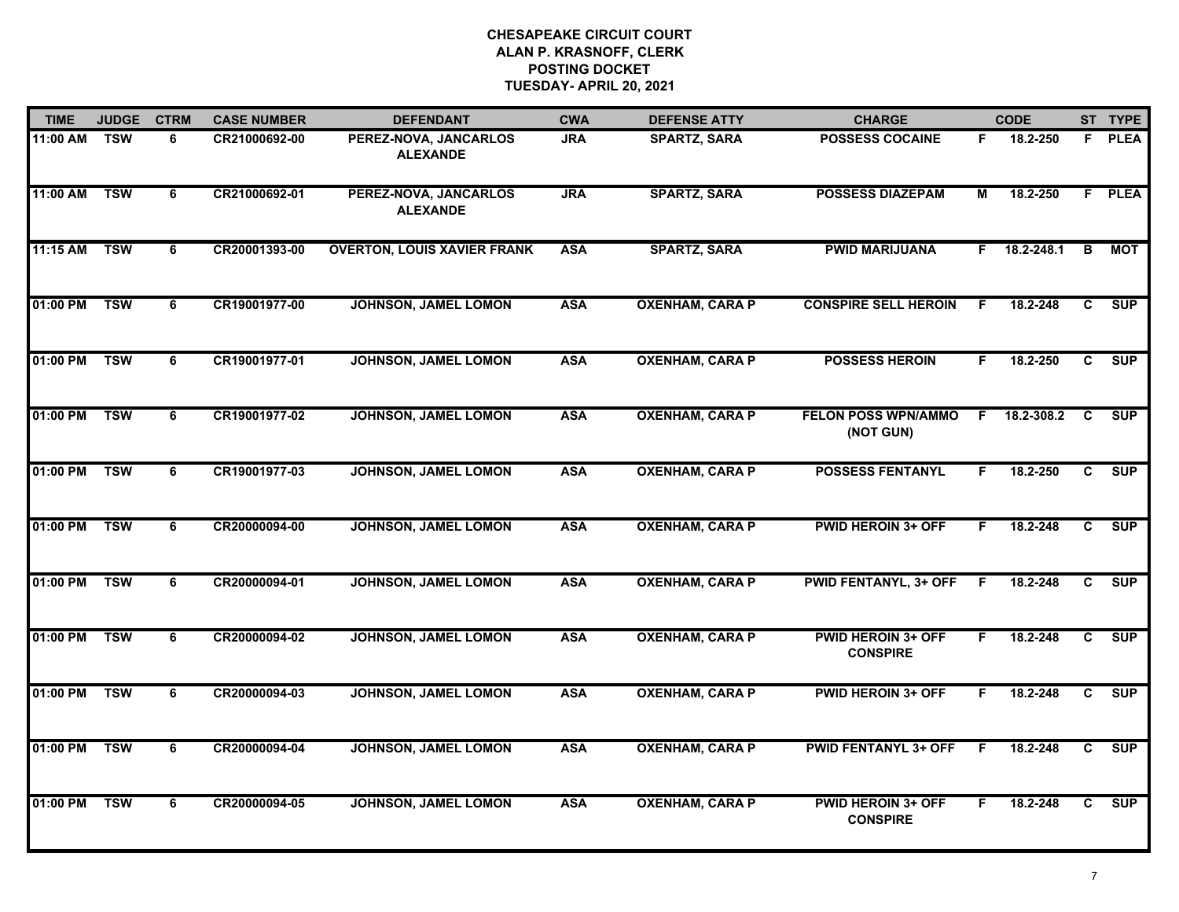**CHESAPEAKE CIRCUIT COURT**
**ALAN P. KRASNOFF, CLERK**
**POSTING DOCKET**
**TUESDAY- APRIL 20, 2021**

| TIME | JUDGE | CTRM | CASE NUMBER | DEFENDANT | CWA | DEFENSE ATTY | CHARGE | | CODE | ST | TYPE |
|---|---|---|---|---|---|---|---|---|---|---|---|
| 11:00 AM | TSW | 6 | CR21000692-00 | PEREZ-NOVA, JANCARLOS ALEXANDE | JRA | SPARTZ, SARA | POSSESS COCAINE | F | 18.2-250 | F | PLEA |
| 11:00 AM | TSW | 6 | CR21000692-01 | PEREZ-NOVA, JANCARLOS ALEXANDE | JRA | SPARTZ, SARA | POSSESS DIAZEPAM | M | 18.2-250 | F | PLEA |
| 11:15 AM | TSW | 6 | CR20001393-00 | OVERTON, LOUIS XAVIER FRANK | ASA | SPARTZ, SARA | PWID MARIJUANA | F | 18.2-248.1 | B | MOT |
| 01:00 PM | TSW | 6 | CR19001977-00 | JOHNSON, JAMEL LOMON | ASA | OXENHAM, CARA P | CONSPIRE SELL HEROIN | F | 18.2-248 | C | SUP |
| 01:00 PM | TSW | 6 | CR19001977-01 | JOHNSON, JAMEL LOMON | ASA | OXENHAM, CARA P | POSSESS HEROIN | F | 18.2-250 | C | SUP |
| 01:00 PM | TSW | 6 | CR19001977-02 | JOHNSON, JAMEL LOMON | ASA | OXENHAM, CARA P | FELON POSS WPN/AMMO (NOT GUN) | F | 18.2-308.2 | C | SUP |
| 01:00 PM | TSW | 6 | CR19001977-03 | JOHNSON, JAMEL LOMON | ASA | OXENHAM, CARA P | POSSESS FENTANYL | F | 18.2-250 | C | SUP |
| 01:00 PM | TSW | 6 | CR20000094-00 | JOHNSON, JAMEL LOMON | ASA | OXENHAM, CARA P | PWID HEROIN 3+ OFF | F | 18.2-248 | C | SUP |
| 01:00 PM | TSW | 6 | CR20000094-01 | JOHNSON, JAMEL LOMON | ASA | OXENHAM, CARA P | PWID FENTANYL, 3+ OFF | F | 18.2-248 | C | SUP |
| 01:00 PM | TSW | 6 | CR20000094-02 | JOHNSON, JAMEL LOMON | ASA | OXENHAM, CARA P | PWID HEROIN 3+ OFF CONSPIRE | F | 18.2-248 | C | SUP |
| 01:00 PM | TSW | 6 | CR20000094-03 | JOHNSON, JAMEL LOMON | ASA | OXENHAM, CARA P | PWID HEROIN 3+ OFF | F | 18.2-248 | C | SUP |
| 01:00 PM | TSW | 6 | CR20000094-04 | JOHNSON, JAMEL LOMON | ASA | OXENHAM, CARA P | PWID FENTANYL 3+ OFF | F | 18.2-248 | C | SUP |
| 01:00 PM | TSW | 6 | CR20000094-05 | JOHNSON, JAMEL LOMON | ASA | OXENHAM, CARA P | PWID HEROIN 3+ OFF CONSPIRE | F | 18.2-248 | C | SUP |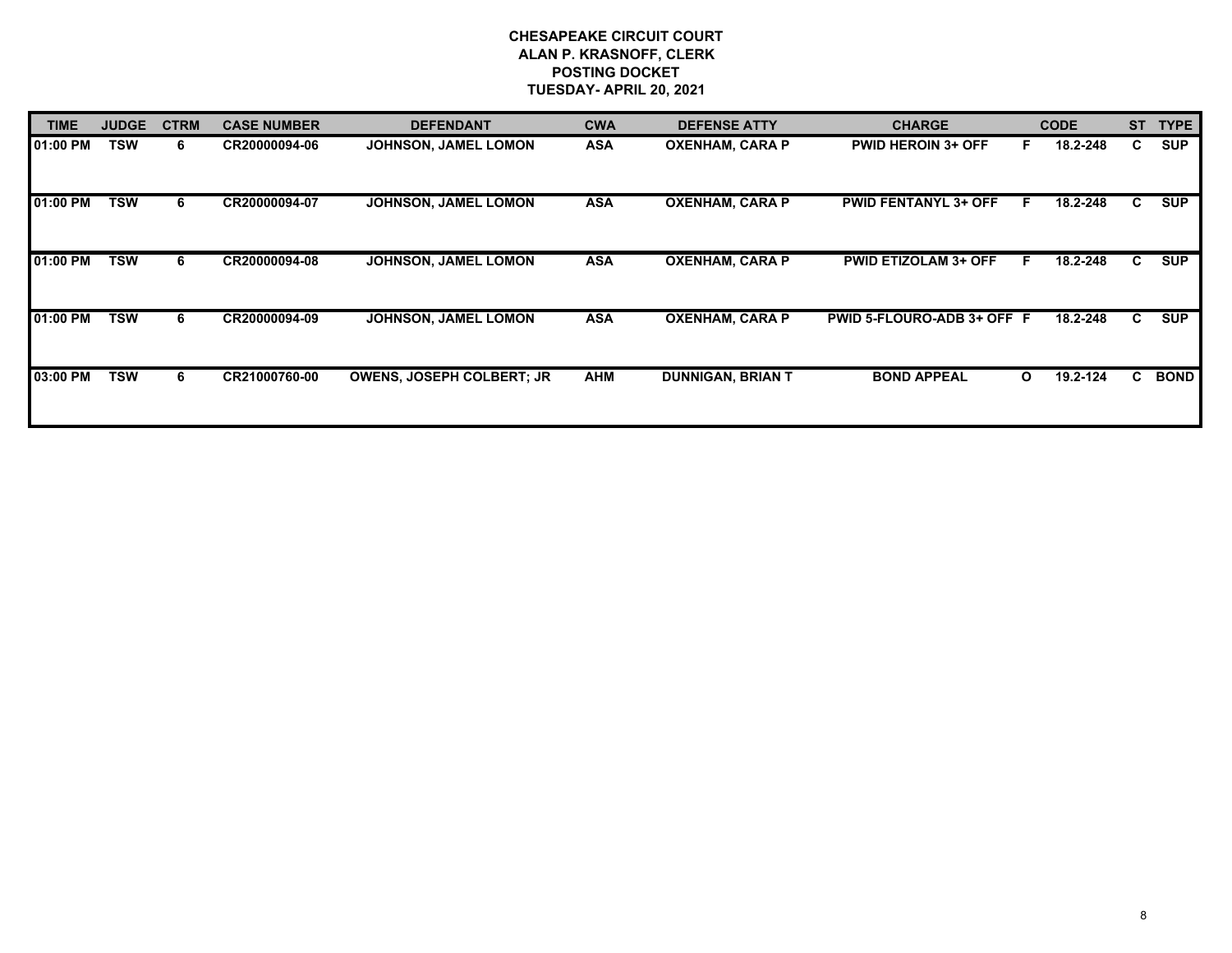**CHESAPEAKE CIRCUIT COURT**
**ALAN P. KRASNOFF, CLERK**
**POSTING DOCKET**
**TUESDAY- APRIL 20, 2021**

| TIME | JUDGE | CTRM | CASE NUMBER | DEFENDANT | CWA | DEFENSE ATTY | CHARGE | | CODE | ST | TYPE |
|---|---|---|---|---|---|---|---|---|---|---|---|
| 01:00 PM | TSW | 6 | CR20000094-06 | JOHNSON, JAMEL LOMON | ASA | OXENHAM, CARA P | PWID HEROIN 3+ OFF | F | 18.2-248 | C | SUP |
| 01:00 PM | TSW | 6 | CR20000094-07 | JOHNSON, JAMEL LOMON | ASA | OXENHAM, CARA P | PWID FENTANYL 3+ OFF | F | 18.2-248 | C | SUP |
| 01:00 PM | TSW | 6 | CR20000094-08 | JOHNSON, JAMEL LOMON | ASA | OXENHAM, CARA P | PWID ETIZOLAM 3+ OFF | F | 18.2-248 | C | SUP |
| 01:00 PM | TSW | 6 | CR20000094-09 | JOHNSON, JAMEL LOMON | ASA | OXENHAM, CARA P | PWID 5-FLOURO-ADB 3+ OFF | F | 18.2-248 | C | SUP |
| 03:00 PM | TSW | 6 | CR21000760-00 | OWENS, JOSEPH COLBERT; JR | AHM | DUNNIGAN, BRIAN T | BOND APPEAL | O | 19.2-124 | C | BOND |